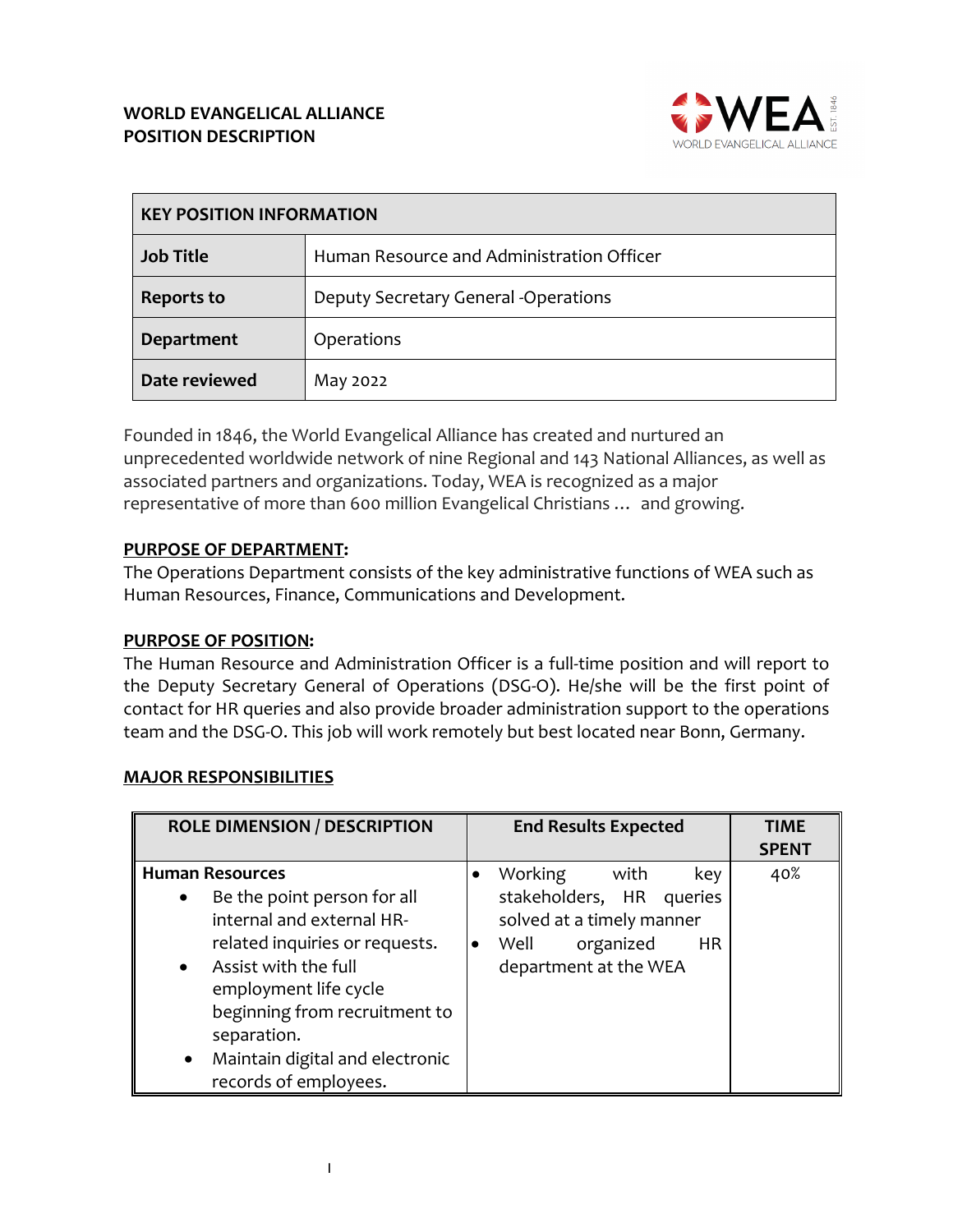**WORLD EVANGELICAL ALLIANCE**
**POSITION DESCRIPTION**

| KEY POSITION INFORMATION | |
|---|---|
| **Job Title** | Human Resource and Administration Officer |
| **Reports to** | Deputy Secretary General -Operations |
| **Department** | Operations |
| **Date reviewed** | May 2022 |

Founded in 1846, the World Evangelical Alliance has created and nurtured an unprecedented worldwide network of nine Regional and 143 National Alliances, as well as associated partners and organizations. Today, WEA is recognized as a major representative of more than 600 million Evangelical Christians … and growing.

**PURPOSE OF DEPARTMENT:**

The Operations Department consists of the key administrative functions of WEA such as Human Resources, Finance, Communications and Development.

**PURPOSE OF POSITION:**

The Human Resource and Administration Officer is a full-time position and will report to the Deputy Secretary General of Operations (DSG-O). He/she will be the first point of contact for HR queries and also provide broader administration support to the operations team and the DSG-O. This job will work remotely but best located near Bonn, Germany.

**MAJOR RESPONSIBILITIES**

| ROLE DIMENSION / DESCRIPTION | End Results Expected | TIME SPENT |
|---|---|---|
| **Human Resources**<br>• Be the point person for all internal and external HR-related inquiries or requests.<br>• Assist with the full employment life cycle beginning from recruitment to separation.<br>• Maintain digital and electronic records of employees. | • Working with key stakeholders, HR queries solved at a timely manner<br>• Well organized HR department at the WEA | 40% |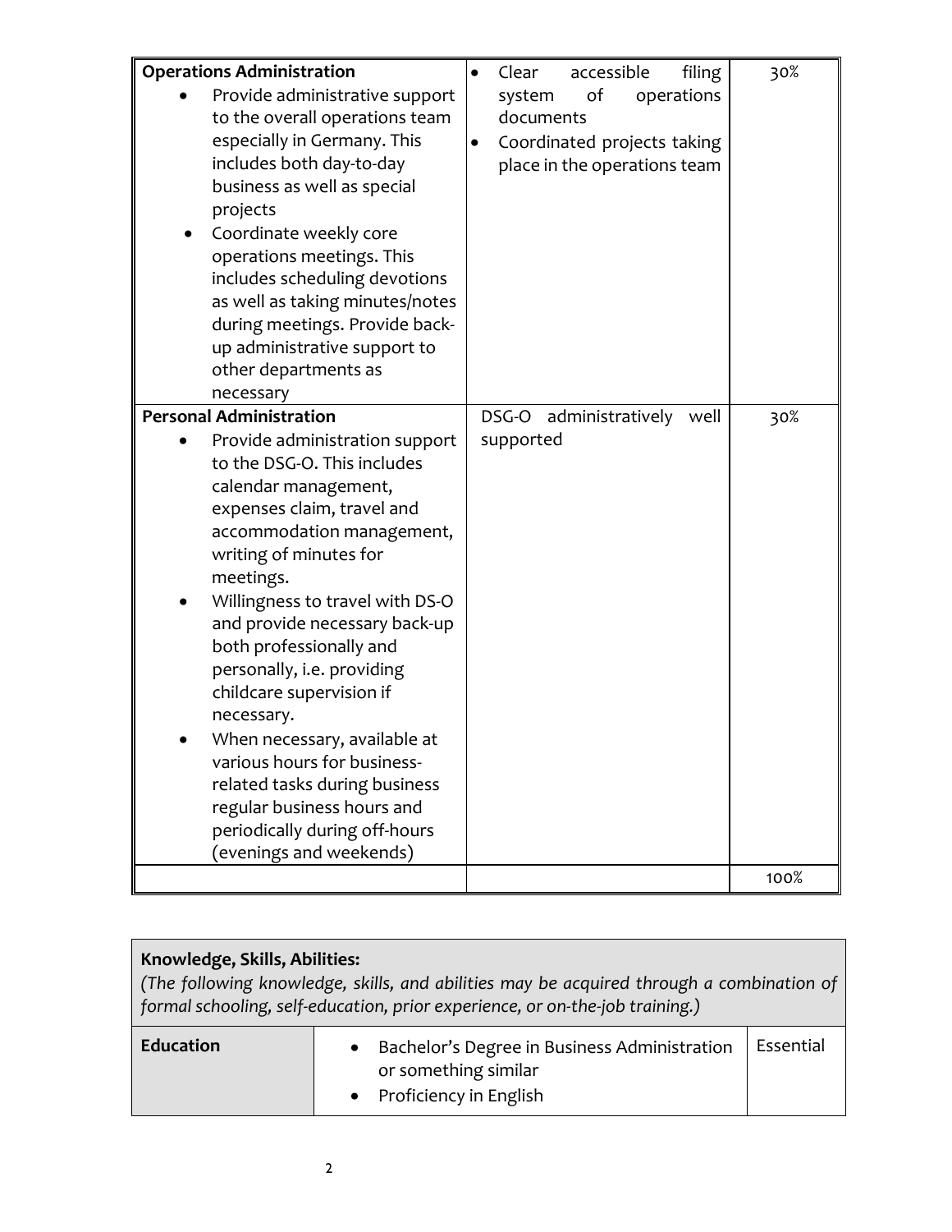| | | |
|---|---|---|
| **Operations Administration**<br>• Provide administrative support to the overall operations team especially in Germany. This includes both day-to-day business as well as special projects<br>• Coordinate weekly core operations meetings. This includes scheduling devotions as well as taking minutes/notes during meetings. Provide back-up administrative support to other departments as necessary | • Clear accessible filing system of operations documents<br>• Coordinated projects taking place in the operations team | 30% |
| **Personal Administration**<br>• Provide administration support to the DSG-O. This includes calendar management, expenses claim, travel and accommodation management, writing of minutes for meetings.<br>• Willingness to travel with DS-O and provide necessary back-up both professionally and personally, i.e. providing childcare supervision if necessary.<br>• When necessary, available at various hours for business-related tasks during business regular business hours and periodically during off-hours (evenings and weekends) | DSG-O administratively well supported | 30% |
| | | 100% |

| **Knowledge, Skills, Abilities:**<br>*(The following knowledge, skills, and abilities may be acquired through a combination of formal schooling, self-education, prior experience, or on-the-job training.)* | | |
|---|---|---|
| **Education** | • Bachelor's Degree in Business Administration or something similar<br>• Proficiency in English | Essential |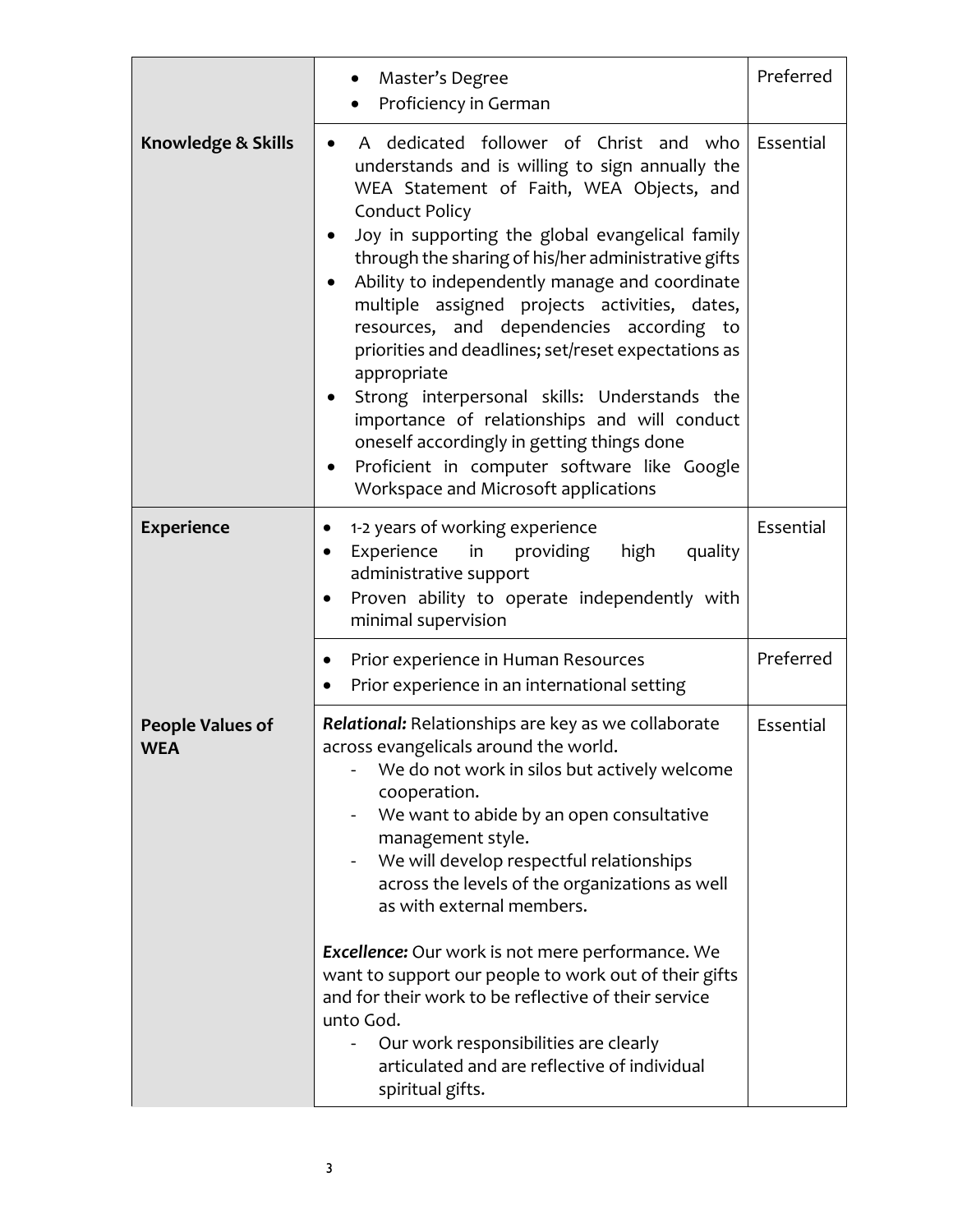| | | |
|---|---|---|
| | • Master's Degree<br>• Proficiency in German | Preferred |
| **Knowledge & Skills** | • A dedicated follower of Christ and who understands and is willing to sign annually the WEA Statement of Faith, WEA Objects, and Conduct Policy<br>• Joy in supporting the global evangelical family through the sharing of his/her administrative gifts<br>• Ability to independently manage and coordinate multiple assigned projects activities, dates, resources, and dependencies according to priorities and deadlines; set/reset expectations as appropriate<br>• Strong interpersonal skills: Understands the importance of relationships and will conduct oneself accordingly in getting things done<br>• Proficient in computer software like Google Workspace and Microsoft applications | Essential |
| **Experience** | • 1-2 years of working experience<br>• Experience in providing high quality administrative support<br>• Proven ability to operate independently with minimal supervision | Essential |
| | • Prior experience in Human Resources<br>• Prior experience in an international setting | Preferred |
| **People Values of WEA** | ***Relational:*** Relationships are key as we collaborate across evangelicals around the world.<br>- We do not work in silos but actively welcome cooperation.<br>- We want to abide by an open consultative management style.<br>- We will develop respectful relationships across the levels of the organizations as well as with external members.<br><br>***Excellence:*** Our work is not mere performance. We want to support our people to work out of their gifts and for their work to be reflective of their service unto God.<br>- Our work responsibilities are clearly articulated and are reflective of individual spiritual gifts. | Essential |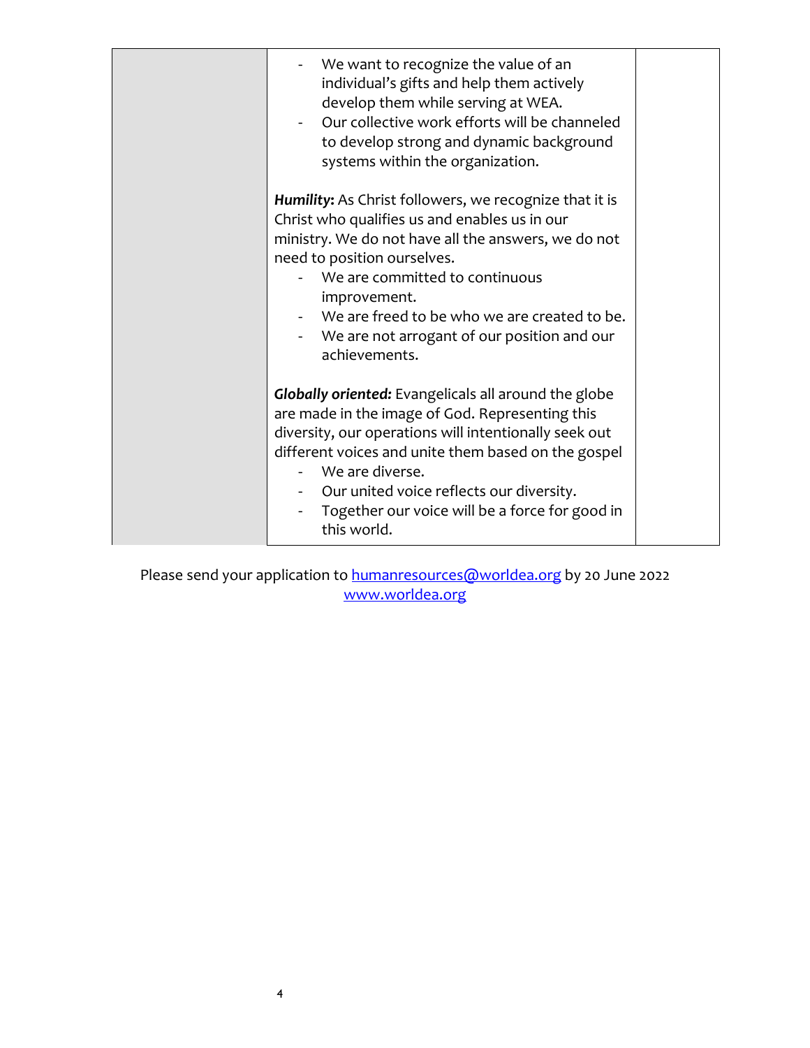| | | |
|---|---|---|
| | - We want to recognize the value of an individual's gifts and help them actively develop them while serving at WEA.<br>- Our collective work efforts will be channeled to develop strong and dynamic background systems within the organization.<br><br>***Humility:*** As Christ followers, we recognize that it is Christ who qualifies us and enables us in our ministry. We do not have all the answers, we do not need to position ourselves.<br>- We are committed to continuous improvement.<br>- We are freed to be who we are created to be.<br>- We are not arrogant of our position and our achievements.<br><br>***Globally oriented:*** Evangelicals all around the globe are made in the image of God. Representing this diversity, our operations will intentionally seek out different voices and unite them based on the gospel<br>- We are diverse.<br>- Our united voice reflects our diversity.<br>- Together our voice will be a force for good in this world. | |

Please send your application to humanresources@worldea.org by 20 June 2022
www.worldea.org